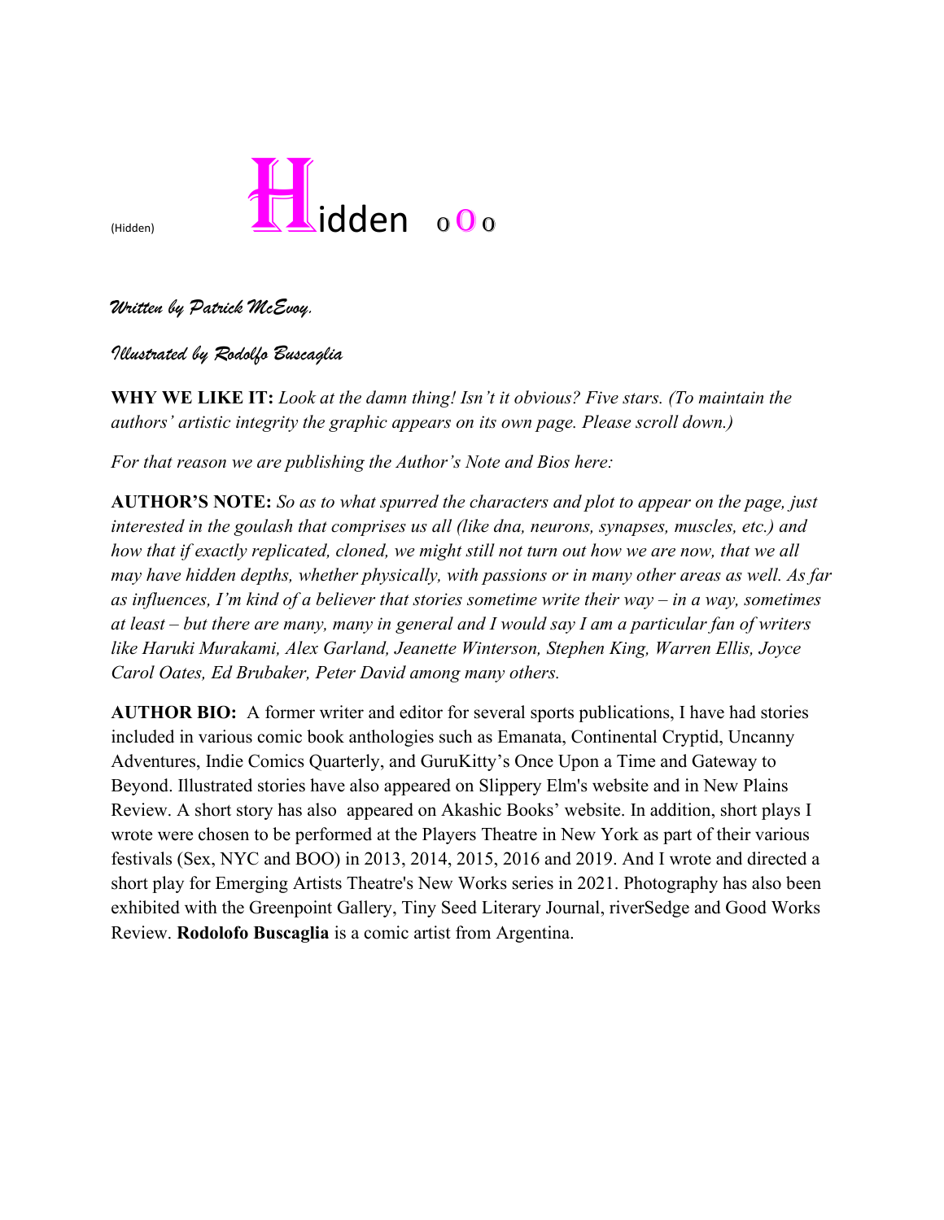(Hidden) # Hidden oOo

*Written by Patrick McEvoy.*

*Illustrated by Rodolfo Buscaglia*

**WHY WE LIKE IT:** *Look at the damn thing! Isn't it obvious? Five stars. (To maintain the authors' artistic integrity the graphic appears on its own page. Please scroll down.)*

*For that reason we are publishing the Author's Note and Bios here:*

**AUTHOR'S NOTE:** *So as to what spurred the characters and plot to appear on the page, just interested in the goulash that comprises us all (like dna, neurons, synapses, muscles, etc.) and how that if exactly replicated, cloned, we might still not turn out how we are now, that we all may have hidden depths, whether physically, with passions or in many other areas as well. As far as influences, I'm kind of a believer that stories sometime write their way – in a way, sometimes at least – but there are many, many in general and I would say I am a particular fan of writers like Haruki Murakami, Alex Garland, Jeanette Winterson, Stephen King, Warren Ellis, Joyce Carol Oates, Ed Brubaker, Peter David among many others.*

**AUTHOR BIO:** A former writer and editor for several sports publications, I have had stories included in various comic book anthologies such as Emanata, Continental Cryptid, Uncanny Adventures, Indie Comics Quarterly, and GuruKitty's Once Upon a Time and Gateway to Beyond. Illustrated stories have also appeared on Slippery Elm's website and in New Plains Review. A short story has also appeared on Akashic Books' website. In addition, short plays I wrote were chosen to be performed at the Players Theatre in New York as part of their various festivals (Sex, NYC and BOO) in 2013, 2014, 2015, 2016 and 2019. And I wrote and directed a short play for Emerging Artists Theatre's New Works series in 2021. Photography has also been exhibited with the Greenpoint Gallery, Tiny Seed Literary Journal, riverSedge and Good Works Review. **Rodolofo Buscaglia** is a comic artist from Argentina.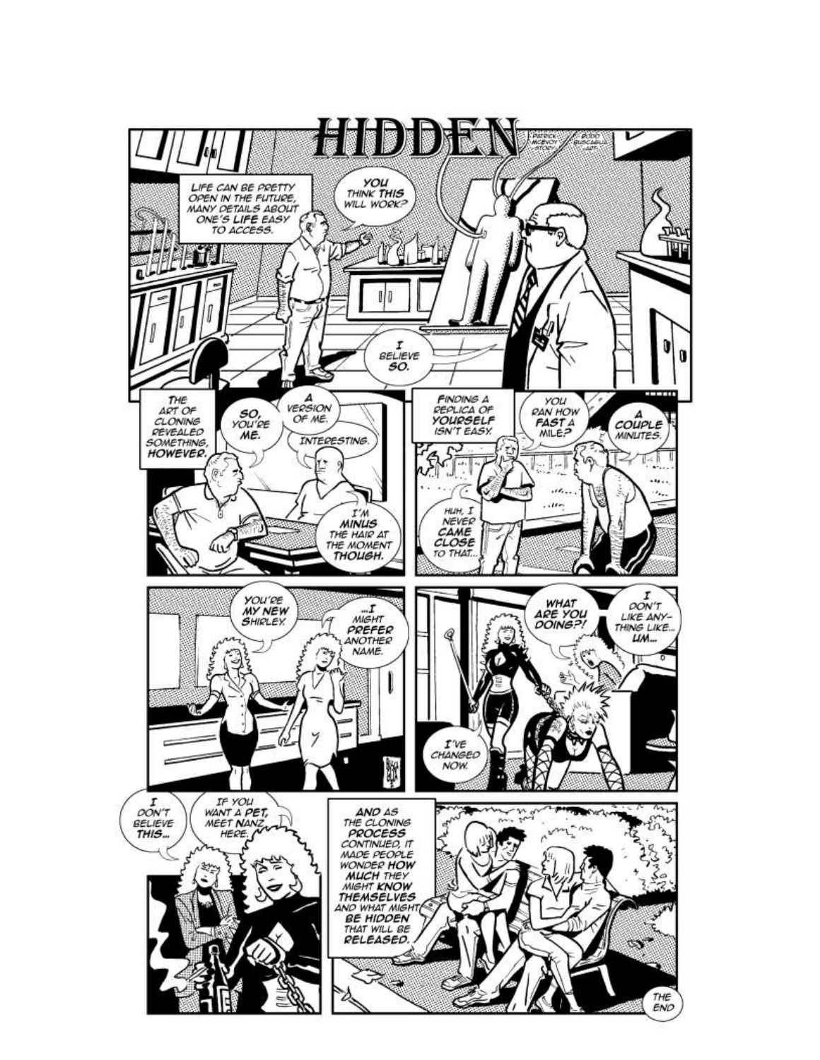# HIDDEN

PATRICK MCEVOY STORY · BODO BUSCAGLIA ART

LIFE CAN BE PRETTY OPEN IN THE FUTURE, MANY DETAILS ABOUT ONE'S LIFE EASY TO ACCESS.

YOU THINK THIS WILL WORK?

I BELIEVE SO.

THE ART OF CLONING REVEALED SOMETHING, HOWEVER.

SO, YOU'RE ME.

A VERSION OF ME.

INTERESTING.

I'M MINUS THE HAIR AT THE MOMENT THOUGH.

FINDING A REPLICA OF YOURSELF ISN'T EASY.

YOU RAN HOW FAST A MILE?

A COUPLE MINUTES.

HUH, I NEVER CAME CLOSE TO THAT...

YOU'RE MY NEW SHIRLEY.

...I MIGHT PREFER ANOTHER NAME.

WHAT ARE YOU DOING?!

I DON'T LIKE ANY-THING LIKE... UM...

I'VE CHANGED NOW.

I DON'T BELIEVE THIS...

IF YOU WANT A PET, MEET NANZ HERE.

AND AS THE CLONING PROCESS CONTINUED, IT MADE PEOPLE WONDER HOW MUCH THEY MIGHT KNOW THEMSELVES AND WHAT MIGHT BE HIDDEN THAT WILL BE RELEASED.

THE END